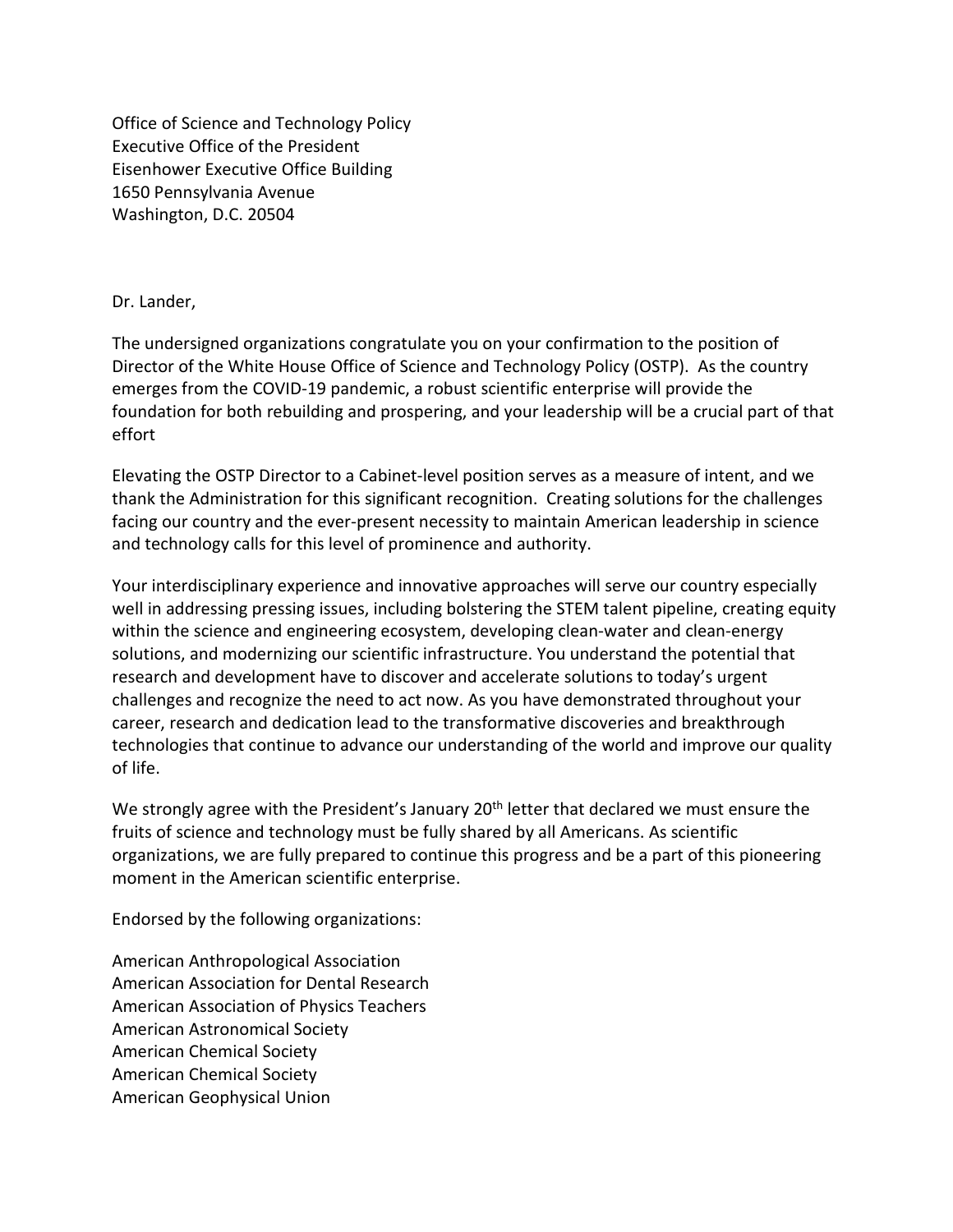Office of Science and Technology Policy  
Executive Office of the President  
Eisenhower Executive Office Building  
1650 Pennsylvania Avenue  
Washington, D.C. 20504

Dr. Lander,

The undersigned organizations congratulate you on your confirmation to the position of Director of the White House Office of Science and Technology Policy (OSTP). As the country emerges from the COVID-19 pandemic, a robust scientific enterprise will provide the foundation for both rebuilding and prospering, and your leadership will be a crucial part of that effort

Elevating the OSTP Director to a Cabinet-level position serves as a measure of intent, and we thank the Administration for this significant recognition. Creating solutions for the challenges facing our country and the ever-present necessity to maintain American leadership in science and technology calls for this level of prominence and authority.

Your interdisciplinary experience and innovative approaches will serve our country especially well in addressing pressing issues, including bolstering the STEM talent pipeline, creating equity within the science and engineering ecosystem, developing clean-water and clean-energy solutions, and modernizing our scientific infrastructure. You understand the potential that research and development have to discover and accelerate solutions to today's urgent challenges and recognize the need to act now. As you have demonstrated throughout your career, research and dedication lead to the transformative discoveries and breakthrough technologies that continue to advance our understanding of the world and improve our quality of life.

We strongly agree with the President's January 20th letter that declared we must ensure the fruits of science and technology must be fully shared by all Americans. As scientific organizations, we are fully prepared to continue this progress and be a part of this pioneering moment in the American scientific enterprise.

Endorsed by the following organizations:

American Anthropological Association  
American Association for Dental Research  
American Association of Physics Teachers  
American Astronomical Society  
American Chemical Society  
American Chemical Society  
American Geophysical Union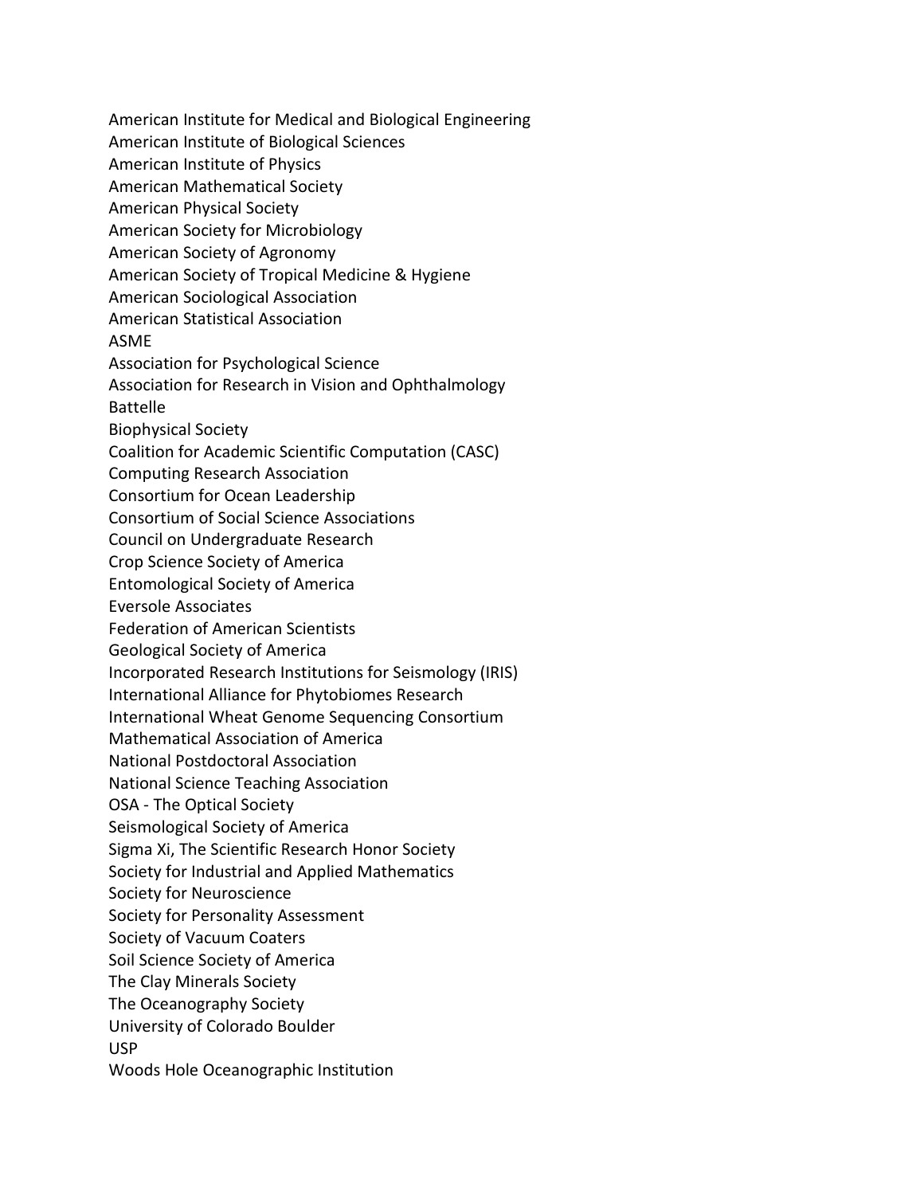American Institute for Medical and Biological Engineering
American Institute of Biological Sciences
American Institute of Physics
American Mathematical Society
American Physical Society
American Society for Microbiology
American Society of Agronomy
American Society of Tropical Medicine & Hygiene
American Sociological Association
American Statistical Association
ASME
Association for Psychological Science
Association for Research in Vision and Ophthalmology
Battelle
Biophysical Society
Coalition for Academic Scientific Computation (CASC)
Computing Research Association
Consortium for Ocean Leadership
Consortium of Social Science Associations
Council on Undergraduate Research
Crop Science Society of America
Entomological Society of America
Eversole Associates
Federation of American Scientists
Geological Society of America
Incorporated Research Institutions for Seismology (IRIS)
International Alliance for Phytobiomes Research
International Wheat Genome Sequencing Consortium
Mathematical Association of America
National Postdoctoral Association
National Science Teaching Association
OSA - The Optical Society
Seismological Society of America
Sigma Xi, The Scientific Research Honor Society
Society for Industrial and Applied Mathematics
Society for Neuroscience
Society for Personality Assessment
Society of Vacuum Coaters
Soil Science Society of America
The Clay Minerals Society
The Oceanography Society
University of Colorado Boulder
USP
Woods Hole Oceanographic Institution